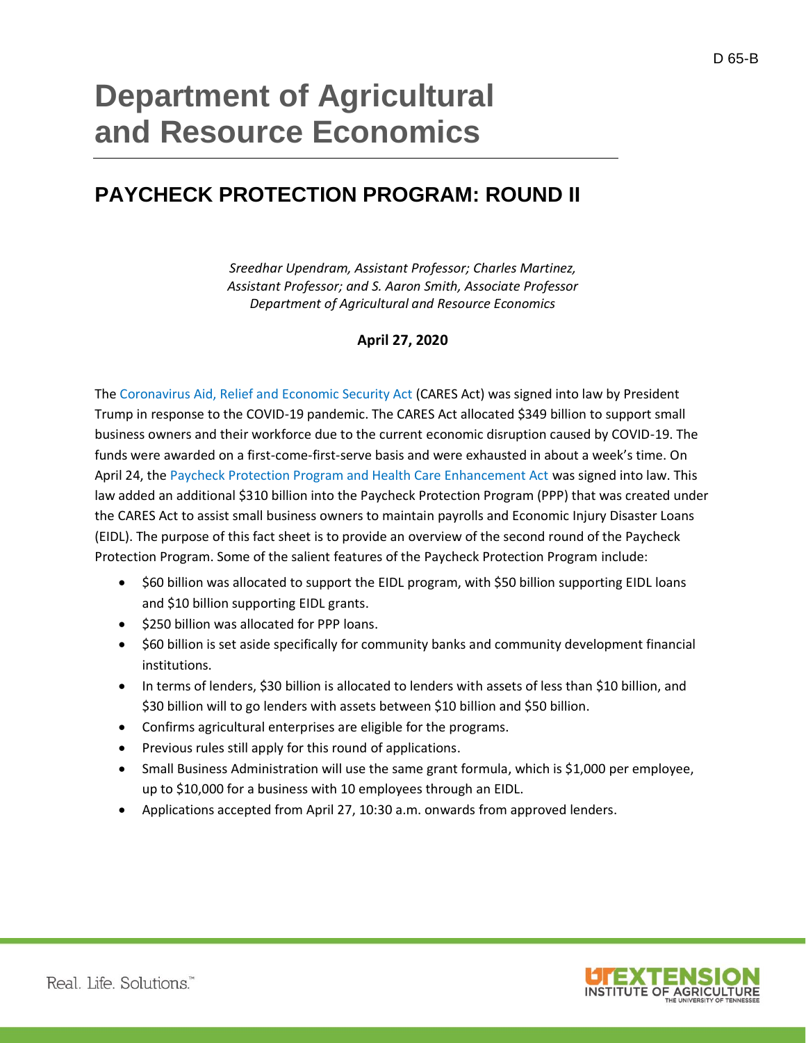D 65-B

# Department of Agricultural and Resource Economics

## PAYCHECK PROTECTION PROGRAM: ROUND II

*Sreedhar Upendram, Assistant Professor; Charles Martinez, Assistant Professor; and S. Aaron Smith, Associate Professor*
*Department of Agricultural and Resource Economics*

**April 27, 2020**

The Coronavirus Aid, Relief and Economic Security Act (CARES Act) was signed into law by President Trump in response to the COVID-19 pandemic. The CARES Act allocated $349 billion to support small business owners and their workforce due to the current economic disruption caused by COVID-19. The funds were awarded on a first-come-first-serve basis and were exhausted in about a week's time. On April 24, the Paycheck Protection Program and Health Care Enhancement Act was signed into law. This law added an additional $310 billion into the Paycheck Protection Program (PPP) that was created under the CARES Act to assist small business owners to maintain payrolls and Economic Injury Disaster Loans (EIDL). The purpose of this fact sheet is to provide an overview of the second round of the Paycheck Protection Program. Some of the salient features of the Paycheck Protection Program include:

- $60 billion was allocated to support the EIDL program, with $50 billion supporting EIDL loans and $10 billion supporting EIDL grants.
- $250 billion was allocated for PPP loans.
- $60 billion is set aside specifically for community banks and community development financial institutions.
- In terms of lenders, $30 billion is allocated to lenders with assets of less than $10 billion, and $30 billion will to go lenders with assets between $10 billion and $50 billion.
- Confirms agricultural enterprises are eligible for the programs.
- Previous rules still apply for this round of applications.
- Small Business Administration will use the same grant formula, which is $1,000 per employee, up to $10,000 for a business with 10 employees through an EIDL.
- Applications accepted from April 27, 10:30 a.m. onwards from approved lenders.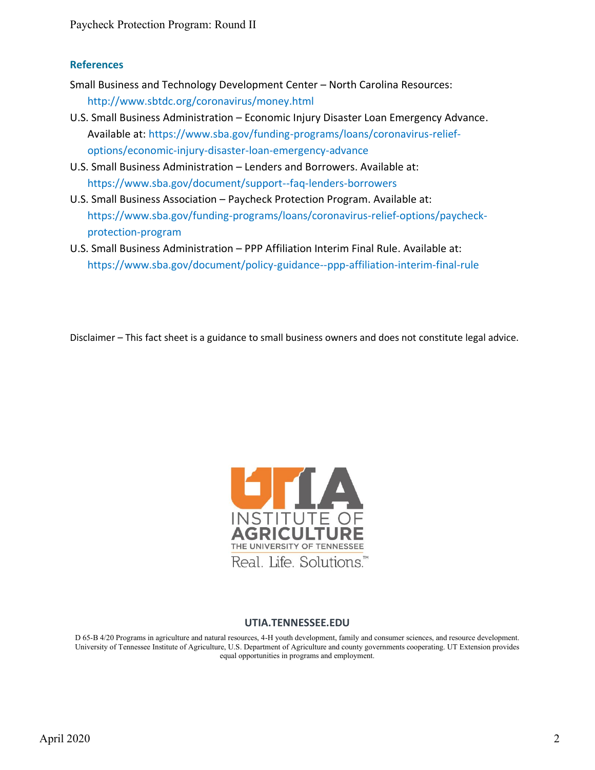## References

Small Business and Technology Development Center – North Carolina Resources: http://www.sbtdc.org/coronavirus/money.html

U.S. Small Business Administration – Economic Injury Disaster Loan Emergency Advance. Available at: https://www.sba.gov/funding-programs/loans/coronavirus-relief-options/economic-injury-disaster-loan-emergency-advance

U.S. Small Business Administration – Lenders and Borrowers. Available at: https://www.sba.gov/document/support--faq-lenders-borrowers

U.S. Small Business Association – Paycheck Protection Program. Available at: https://www.sba.gov/funding-programs/loans/coronavirus-relief-options/paycheck-protection-program

U.S. Small Business Administration – PPP Affiliation Interim Final Rule. Available at: https://www.sba.gov/document/policy-guidance--ppp-affiliation-interim-final-rule

Disclaimer – This fact sheet is a guidance to small business owners and does not constitute legal advice.

UTIA
INSTITUTE OF AGRICULTURE
THE UNIVERSITY OF TENNESSEE
Real. Life. Solutions.™

**UTIA.TENNESSEE.EDU**

D 65-B 4/20 Programs in agriculture and natural resources, 4-H youth development, family and consumer sciences, and resource development. University of Tennessee Institute of Agriculture, U.S. Department of Agriculture and county governments cooperating. UT Extension provides equal opportunities in programs and employment.